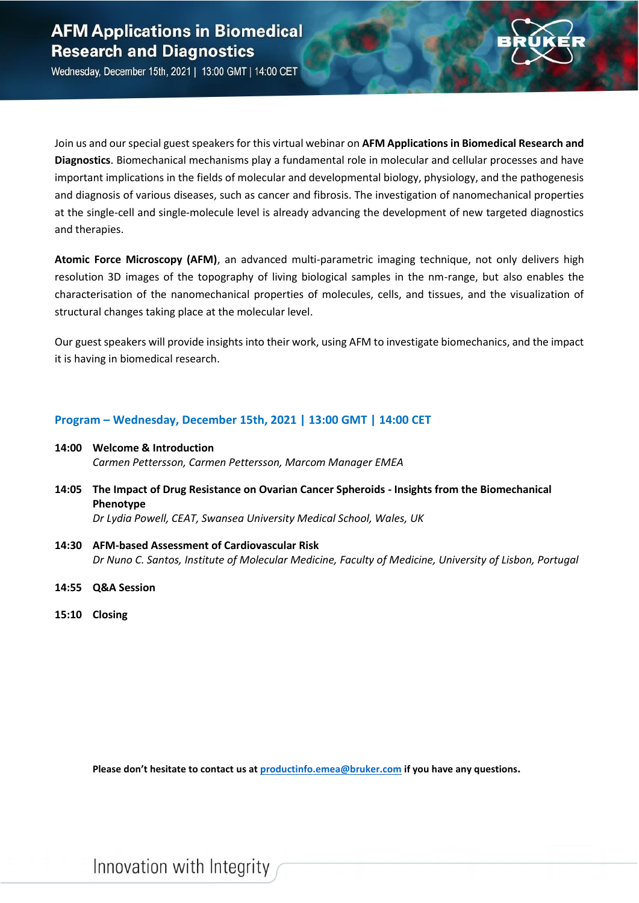# AFM Applications in Biomedical Research and Diagnostics

Wednesday, December 15th, 2021 | 13:00 GMT | 14:00 CET

Join us and our special guest speakers for this virtual webinar on **AFM Applications in Biomedical Research and Diagnostics**. Biomechanical mechanisms play a fundamental role in molecular and cellular processes and have important implications in the fields of molecular and developmental biology, physiology, and the pathogenesis and diagnosis of various diseases, such as cancer and fibrosis. The investigation of nanomechanical properties at the single-cell and single-molecule level is already advancing the development of new targeted diagnostics and therapies.

**Atomic Force Microscopy (AFM)**, an advanced multi-parametric imaging technique, not only delivers high resolution 3D images of the topography of living biological samples in the nm-range, but also enables the characterisation of the nanomechanical properties of molecules, cells, and tissues, and the visualization of structural changes taking place at the molecular level.

Our guest speakers will provide insights into their work, using AFM to investigate biomechanics, and the impact it is having in biomedical research.

## Program – Wednesday, December 15th, 2021 | 13:00 GMT | 14:00 CET

**14:00 Welcome & Introduction**
*Carmen Pettersson, Carmen Pettersson, Marcom Manager EMEA*

**14:05 The Impact of Drug Resistance on Ovarian Cancer Spheroids - Insights from the Biomechanical Phenotype**
*Dr Lydia Powell, CEAT, Swansea University Medical School, Wales, UK*

**14:30 AFM-based Assessment of Cardiovascular Risk**
*Dr Nuno C. Santos, Institute of Molecular Medicine, Faculty of Medicine, University of Lisbon, Portugal*

**14:55 Q&A Session**

**15:10 Closing**

**Please don't hesitate to contact us at [productinfo.emea@bruker.com](mailto:productinfo.emea@bruker.com) if you have any questions.**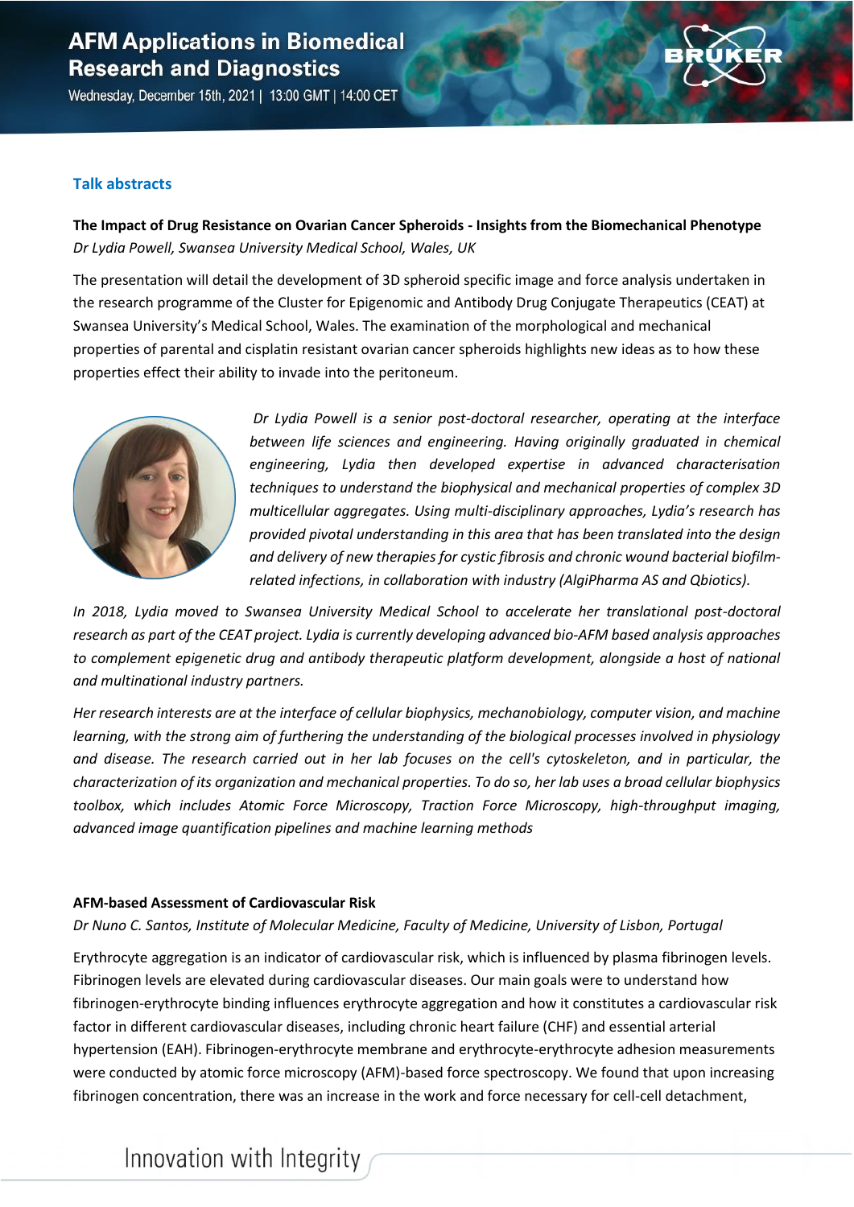# AFM Applications in Biomedical Research and Diagnostics

Wednesday, December 15th, 2021 | 13:00 GMT | 14:00 CET

## Talk abstracts

**The Impact of Drug Resistance on Ovarian Cancer Spheroids - Insights from the Biomechanical Phenotype**

*Dr Lydia Powell, Swansea University Medical School, Wales, UK*

The presentation will detail the development of 3D spheroid specific image and force analysis undertaken in the research programme of the Cluster for Epigenomic and Antibody Drug Conjugate Therapeutics (CEAT) at Swansea University's Medical School, Wales. The examination of the morphological and mechanical properties of parental and cisplatin resistant ovarian cancer spheroids highlights new ideas as to how these properties effect their ability to invade into the peritoneum.

*Dr Lydia Powell is a senior post-doctoral researcher, operating at the interface between life sciences and engineering. Having originally graduated in chemical engineering, Lydia then developed expertise in advanced characterisation techniques to understand the biophysical and mechanical properties of complex 3D multicellular aggregates. Using multi-disciplinary approaches, Lydia's research has provided pivotal understanding in this area that has been translated into the design and delivery of new therapies for cystic fibrosis and chronic wound bacterial biofilm-related infections, in collaboration with industry (AlgiPharma AS and Qbiotics).*

*In 2018, Lydia moved to Swansea University Medical School to accelerate her translational post-doctoral research as part of the CEAT project. Lydia is currently developing advanced bio-AFM based analysis approaches to complement epigenetic drug and antibody therapeutic platform development, alongside a host of national and multinational industry partners.*

*Her research interests are at the interface of cellular biophysics, mechanobiology, computer vision, and machine learning, with the strong aim of furthering the understanding of the biological processes involved in physiology and disease. The research carried out in her lab focuses on the cell's cytoskeleton, and in particular, the characterization of its organization and mechanical properties. To do so, her lab uses a broad cellular biophysics toolbox, which includes Atomic Force Microscopy, Traction Force Microscopy, high-throughput imaging, advanced image quantification pipelines and machine learning methods*

**AFM-based Assessment of Cardiovascular Risk**

*Dr Nuno C. Santos, Institute of Molecular Medicine, Faculty of Medicine, University of Lisbon, Portugal*

Erythrocyte aggregation is an indicator of cardiovascular risk, which is influenced by plasma fibrinogen levels. Fibrinogen levels are elevated during cardiovascular diseases. Our main goals were to understand how fibrinogen-erythrocyte binding influences erythrocyte aggregation and how it constitutes a cardiovascular risk factor in different cardiovascular diseases, including chronic heart failure (CHF) and essential arterial hypertension (EAH). Fibrinogen-erythrocyte membrane and erythrocyte-erythrocyte adhesion measurements were conducted by atomic force microscopy (AFM)-based force spectroscopy. We found that upon increasing fibrinogen concentration, there was an increase in the work and force necessary for cell-cell detachment,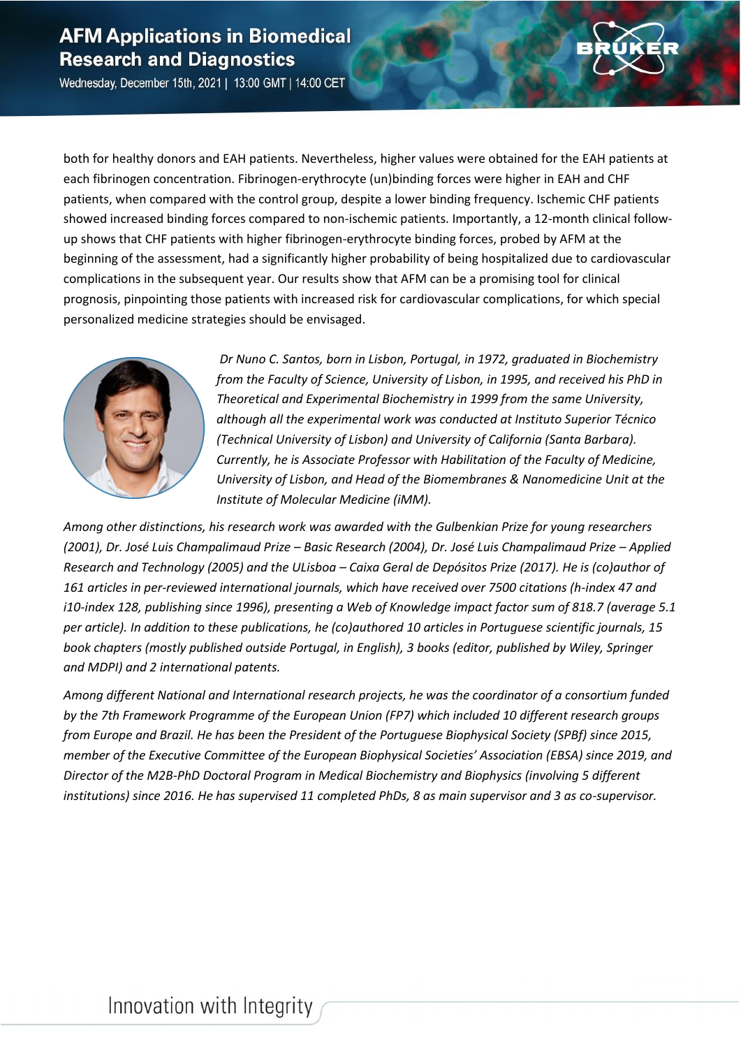both for healthy donors and EAH patients. Nevertheless, higher values were obtained for the EAH patients at each fibrinogen concentration. Fibrinogen-erythrocyte (un)binding forces were higher in EAH and CHF patients, when compared with the control group, despite a lower binding frequency. Ischemic CHF patients showed increased binding forces compared to non-ischemic patients. Importantly, a 12-month clinical follow-up shows that CHF patients with higher fibrinogen-erythrocyte binding forces, probed by AFM at the beginning of the assessment, had a significantly higher probability of being hospitalized due to cardiovascular complications in the subsequent year. Our results show that AFM can be a promising tool for clinical prognosis, pinpointing those patients with increased risk for cardiovascular complications, for which special personalized medicine strategies should be envisaged.

*Dr Nuno C. Santos, born in Lisbon, Portugal, in 1972, graduated in Biochemistry from the Faculty of Science, University of Lisbon, in 1995, and received his PhD in Theoretical and Experimental Biochemistry in 1999 from the same University, although all the experimental work was conducted at Instituto Superior Técnico (Technical University of Lisbon) and University of California (Santa Barbara). Currently, he is Associate Professor with Habilitation of the Faculty of Medicine, University of Lisbon, and Head of the Biomembranes & Nanomedicine Unit at the Institute of Molecular Medicine (iMM).*

*Among other distinctions, his research work was awarded with the Gulbenkian Prize for young researchers (2001), Dr. José Luis Champalimaud Prize – Basic Research (2004), Dr. José Luis Champalimaud Prize – Applied Research and Technology (2005) and the ULisboa – Caixa Geral de Depósitos Prize (2017). He is (co)author of 161 articles in per-reviewed international journals, which have received over 7500 citations (h-index 47 and i10-index 128, publishing since 1996), presenting a Web of Knowledge impact factor sum of 818.7 (average 5.1 per article). In addition to these publications, he (co)authored 10 articles in Portuguese scientific journals, 15 book chapters (mostly published outside Portugal, in English), 3 books (editor, published by Wiley, Springer and MDPI) and 2 international patents.*

*Among different National and International research projects, he was the coordinator of a consortium funded by the 7th Framework Programme of the European Union (FP7) which included 10 different research groups from Europe and Brazil. He has been the President of the Portuguese Biophysical Society (SPBf) since 2015, member of the Executive Committee of the European Biophysical Societies' Association (EBSA) since 2019, and Director of the M2B-PhD Doctoral Program in Medical Biochemistry and Biophysics (involving 5 different institutions) since 2016. He has supervised 11 completed PhDs, 8 as main supervisor and 3 as co-supervisor.*